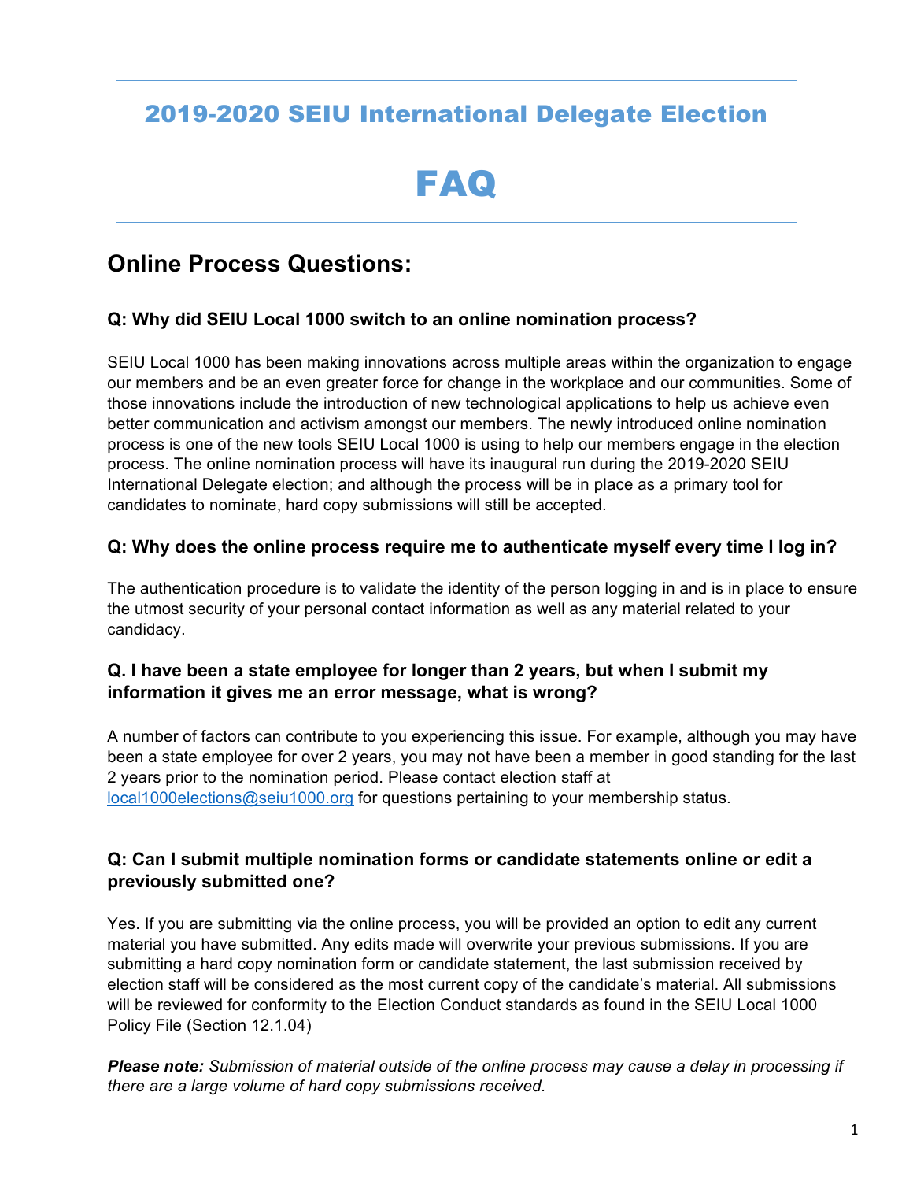# 2019-2020 SEIU International Delegate Election

# FAQ

## Online Process Questions:

### Q: Why did SEIU Local 1000 switch to an online nomination process?

SEIU Local 1000 has been making innovations across multiple areas within the organization to engage our members and be an even greater force for change in the workplace and our communities. Some of those innovations include the introduction of new technological applications to help us achieve even better communication and activism amongst our members. The newly introduced online nomination process is one of the new tools SEIU Local 1000 is using to help our members engage in the election process. The online nomination process will have its inaugural run during the 2019-2020 SEIU International Delegate election; and although the process will be in place as a primary tool for candidates to nominate, hard copy submissions will still be accepted.

### Q: Why does the online process require me to authenticate myself every time I log in?

The authentication procedure is to validate the identity of the person logging in and is in place to ensure the utmost security of your personal contact information as well as any material related to your candidacy.

### Q. I have been a state employee for longer than 2 years, but when I submit my information it gives me an error message, what is wrong?

A number of factors can contribute to you experiencing this issue. For example, although you may have been a state employee for over 2 years, you may not have been a member in good standing for the last 2 years prior to the nomination period. Please contact election staff at local1000elections@seiu1000.org for questions pertaining to your membership status.

### Q: Can I submit multiple nomination forms or candidate statements online or edit a previously submitted one?

Yes. If you are submitting via the online process, you will be provided an option to edit any current material you have submitted. Any edits made will overwrite your previous submissions. If you are submitting a hard copy nomination form or candidate statement, the last submission received by election staff will be considered as the most current copy of the candidate's material. All submissions will be reviewed for conformity to the Election Conduct standards as found in the SEIU Local 1000 Policy File (Section 12.1.04)

***Please note:*** *Submission of material outside of the online process may cause a delay in processing if there are a large volume of hard copy submissions received.*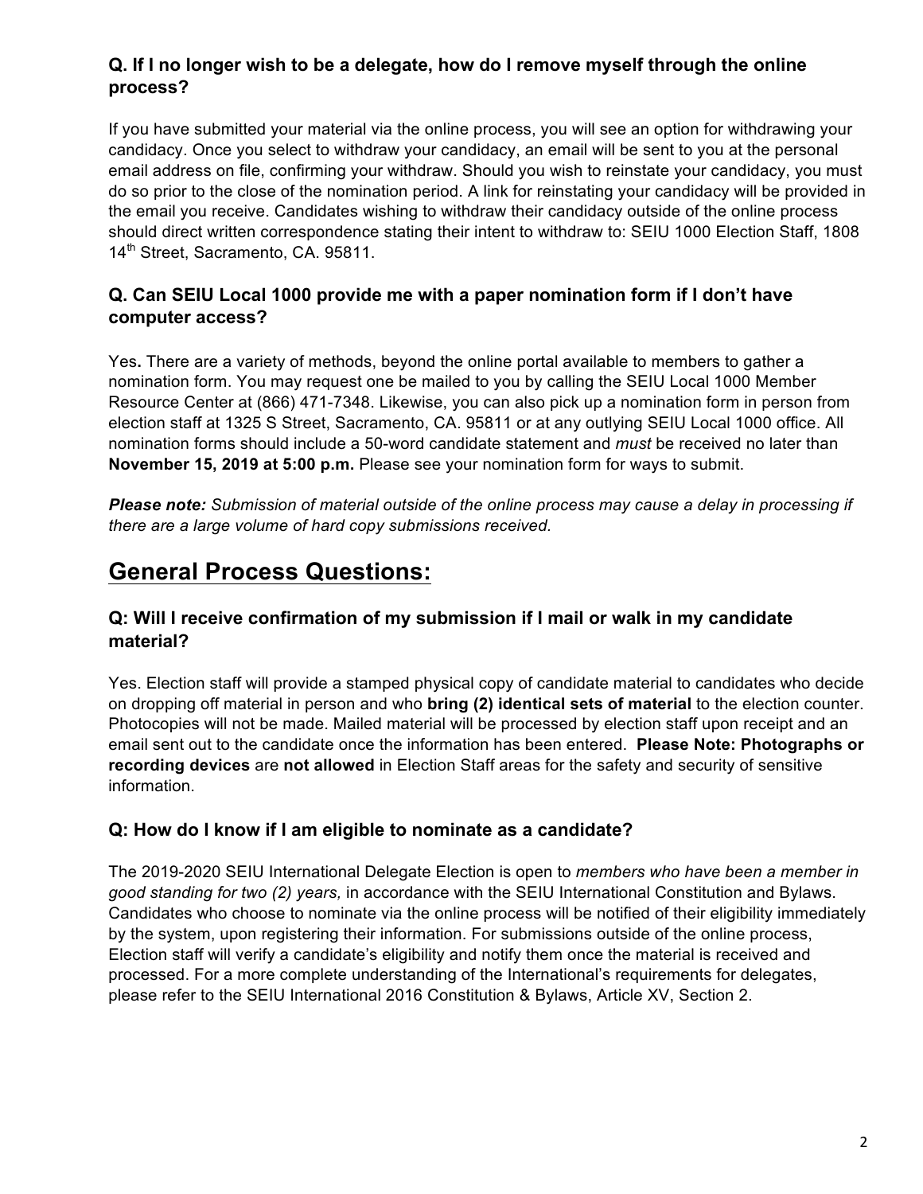### Q. If I no longer wish to be a delegate, how do I remove myself through the online process?

If you have submitted your material via the online process, you will see an option for withdrawing your candidacy. Once you select to withdraw your candidacy, an email will be sent to you at the personal email address on file, confirming your withdraw. Should you wish to reinstate your candidacy, you must do so prior to the close of the nomination period. A link for reinstating your candidacy will be provided in the email you receive. Candidates wishing to withdraw their candidacy outside of the online process should direct written correspondence stating their intent to withdraw to: SEIU 1000 Election Staff, 1808 14th Street, Sacramento, CA. 95811.

### Q. Can SEIU Local 1000 provide me with a paper nomination form if I don't have computer access?

Yes**.** There are a variety of methods, beyond the online portal available to members to gather a nomination form. You may request one be mailed to you by calling the SEIU Local 1000 Member Resource Center at (866) 471-7348. Likewise, you can also pick up a nomination form in person from election staff at 1325 S Street, Sacramento, CA. 95811 or at any outlying SEIU Local 1000 office. All nomination forms should include a 50-word candidate statement and *must* be received no later than **November 15, 2019 at 5:00 p.m.** Please see your nomination form for ways to submit.

***Please note:*** *Submission of material outside of the online process may cause a delay in processing if there are a large volume of hard copy submissions received.*

## General Process Questions:

### Q: Will I receive confirmation of my submission if I mail or walk in my candidate material?

Yes. Election staff will provide a stamped physical copy of candidate material to candidates who decide on dropping off material in person and who **bring (2) identical sets of material** to the election counter. Photocopies will not be made. Mailed material will be processed by election staff upon receipt and an email sent out to the candidate once the information has been entered. **Please Note: Photographs or recording devices** are **not allowed** in Election Staff areas for the safety and security of sensitive information.

### Q: How do I know if I am eligible to nominate as a candidate?

The 2019-2020 SEIU International Delegate Election is open to *members who have been a member in good standing for two (2) years,* in accordance with the SEIU International Constitution and Bylaws. Candidates who choose to nominate via the online process will be notified of their eligibility immediately by the system, upon registering their information. For submissions outside of the online process, Election staff will verify a candidate's eligibility and notify them once the material is received and processed. For a more complete understanding of the International's requirements for delegates, please refer to the SEIU International 2016 Constitution & Bylaws, Article XV, Section 2.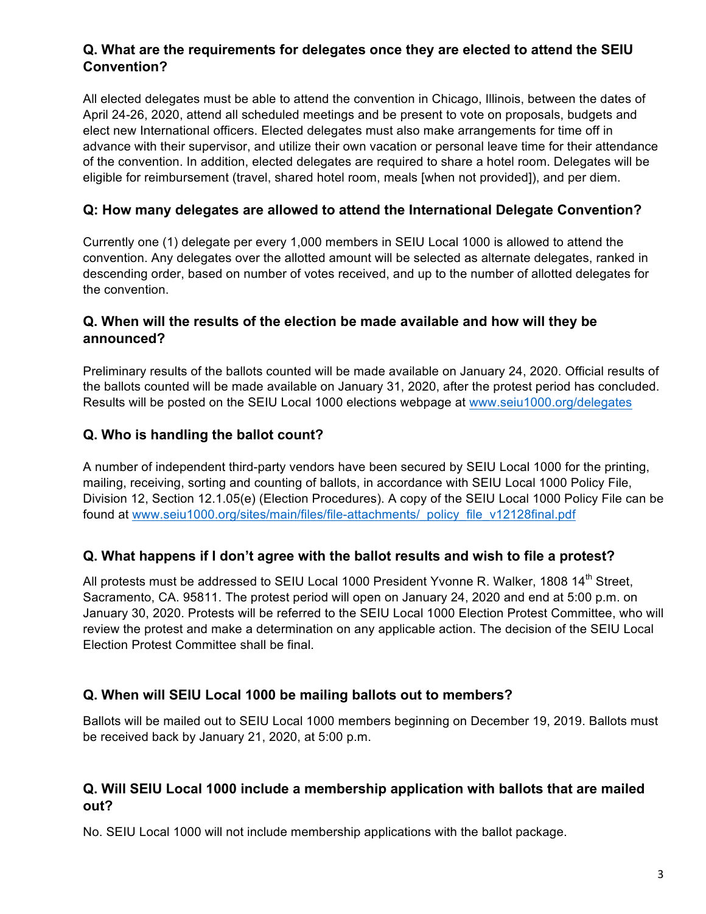### Q. What are the requirements for delegates once they are elected to attend the SEIU Convention?

All elected delegates must be able to attend the convention in Chicago, Illinois, between the dates of April 24-26, 2020, attend all scheduled meetings and be present to vote on proposals, budgets and elect new International officers. Elected delegates must also make arrangements for time off in advance with their supervisor, and utilize their own vacation or personal leave time for their attendance of the convention. In addition, elected delegates are required to share a hotel room. Delegates will be eligible for reimbursement (travel, shared hotel room, meals [when not provided]), and per diem.

### Q: How many delegates are allowed to attend the International Delegate Convention?

Currently one (1) delegate per every 1,000 members in SEIU Local 1000 is allowed to attend the convention. Any delegates over the allotted amount will be selected as alternate delegates, ranked in descending order, based on number of votes received, and up to the number of allotted delegates for the convention.

### Q. When will the results of the election be made available and how will they be announced?

Preliminary results of the ballots counted will be made available on January 24, 2020. Official results of the ballots counted will be made available on January 31, 2020, after the protest period has concluded. Results will be posted on the SEIU Local 1000 elections webpage at www.seiu1000.org/delegates

### Q. Who is handling the ballot count?

A number of independent third-party vendors have been secured by SEIU Local 1000 for the printing, mailing, receiving, sorting and counting of ballots, in accordance with SEIU Local 1000 Policy File, Division 12, Section 12.1.05(e) (Election Procedures). A copy of the SEIU Local 1000 Policy File can be found at www.seiu1000.org/sites/main/files/file-attachments/_policy_file_v12128final.pdf

### Q. What happens if I don't agree with the ballot results and wish to file a protest?

All protests must be addressed to SEIU Local 1000 President Yvonne R. Walker, 1808 14th Street, Sacramento, CA. 95811. The protest period will open on January 24, 2020 and end at 5:00 p.m. on January 30, 2020. Protests will be referred to the SEIU Local 1000 Election Protest Committee, who will review the protest and make a determination on any applicable action. The decision of the SEIU Local Election Protest Committee shall be final.

### Q. When will SEIU Local 1000 be mailing ballots out to members?

Ballots will be mailed out to SEIU Local 1000 members beginning on December 19, 2019. Ballots must be received back by January 21, 2020, at 5:00 p.m.

### Q. Will SEIU Local 1000 include a membership application with ballots that are mailed out?

No. SEIU Local 1000 will not include membership applications with the ballot package.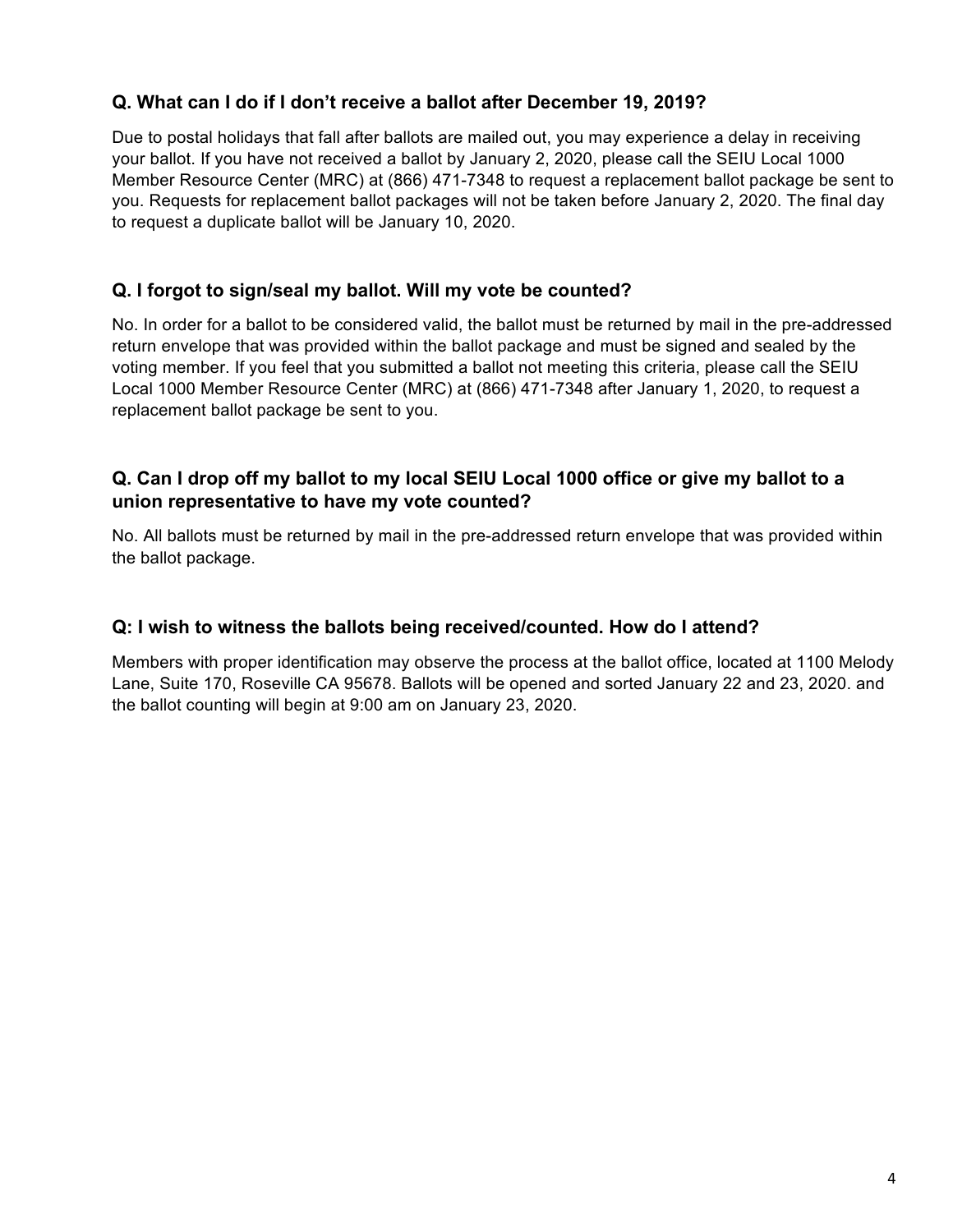### Q. What can I do if I don't receive a ballot after December 19, 2019?

Due to postal holidays that fall after ballots are mailed out, you may experience a delay in receiving your ballot. If you have not received a ballot by January 2, 2020, please call the SEIU Local 1000 Member Resource Center (MRC) at (866) 471-7348 to request a replacement ballot package be sent to you. Requests for replacement ballot packages will not be taken before January 2, 2020. The final day to request a duplicate ballot will be January 10, 2020.

### Q. I forgot to sign/seal my ballot. Will my vote be counted?

No. In order for a ballot to be considered valid, the ballot must be returned by mail in the pre-addressed return envelope that was provided within the ballot package and must be signed and sealed by the voting member. If you feel that you submitted a ballot not meeting this criteria, please call the SEIU Local 1000 Member Resource Center (MRC) at (866) 471-7348 after January 1, 2020, to request a replacement ballot package be sent to you.

### Q. Can I drop off my ballot to my local SEIU Local 1000 office or give my ballot to a union representative to have my vote counted?

No. All ballots must be returned by mail in the pre-addressed return envelope that was provided within the ballot package.

### Q: I wish to witness the ballots being received/counted. How do I attend?

Members with proper identification may observe the process at the ballot office, located at 1100 Melody Lane, Suite 170, Roseville CA 95678. Ballots will be opened and sorted January 22 and 23, 2020. and the ballot counting will begin at 9:00 am on January 23, 2020.